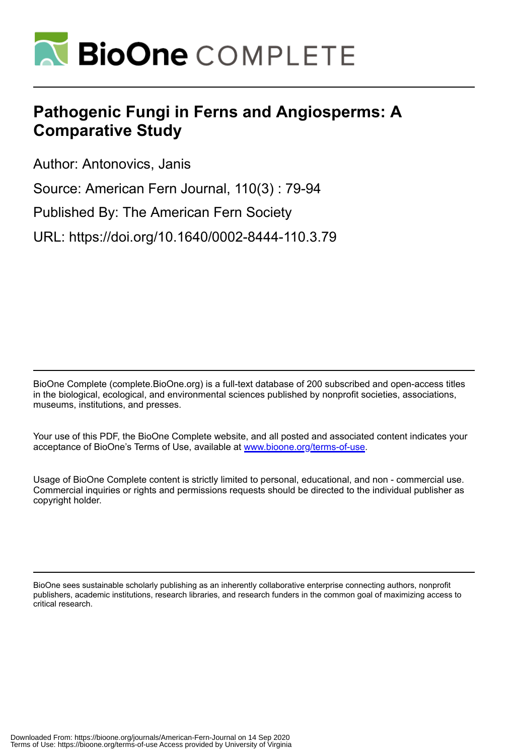# Pathogenic Fungi in Ferns and Angiosperms: A Comparative Study

Author: Antonovics, Janis

Source: American Fern Journal, 110(3) : 79-94

Published By: The American Fern Society

URL: https://doi.org/10.1640/0002-8444-110.3.79

BioOne Complete (complete.BioOne.org) is a full-text database of 200 subscribed and open-access titles in the biological, ecological, and environmental sciences published by nonprofit societies, associations, museums, institutions, and presses.

Your use of this PDF, the BioOne Complete website, and all posted and associated content indicates your acceptance of BioOne's Terms of Use, available at www.bioone.org/terms-of-use.

Usage of BioOne Complete content is strictly limited to personal, educational, and non - commercial use. Commercial inquiries or rights and permissions requests should be directed to the individual publisher as copyright holder.

BioOne sees sustainable scholarly publishing as an inherently collaborative enterprise connecting authors, nonprofit publishers, academic institutions, research libraries, and research funders in the common goal of maximizing access to critical research.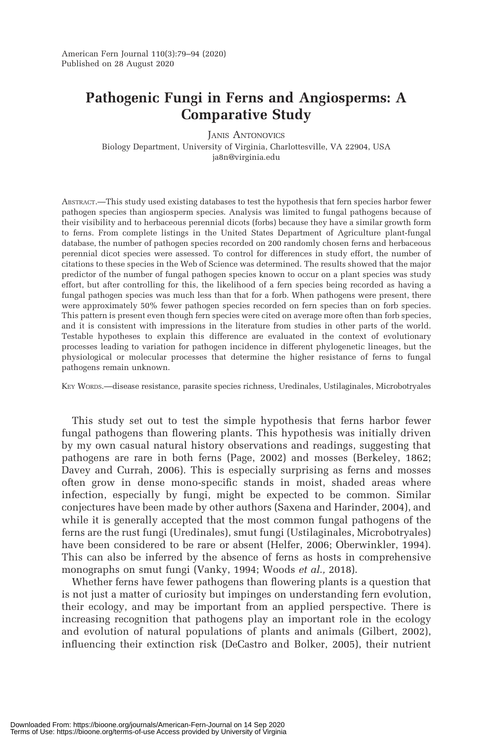# Pathogenic Fungi in Ferns and Angiosperms: A Comparative Study

Janis Antonovics

Biology Department, University of Virginia, Charlottesville, VA 22904, USA
ja8n@virginia.edu

Abstract.—This study used existing databases to test the hypothesis that fern species harbor fewer pathogen species than angiosperm species. Analysis was limited to fungal pathogens because of their visibility and to herbaceous perennial dicots (forbs) because they have a similar growth form to ferns. From complete listings in the United States Department of Agriculture plant-fungal database, the number of pathogen species recorded on 200 randomly chosen ferns and herbaceous perennial dicot species were assessed. To control for differences in study effort, the number of citations to these species in the Web of Science was determined. The results showed that the major predictor of the number of fungal pathogen species known to occur on a plant species was study effort, but after controlling for this, the likelihood of a fern species being recorded as having a fungal pathogen species was much less than that for a forb. When pathogens were present, there were approximately 50% fewer pathogen species recorded on fern species than on forb species. This pattern is present even though fern species were cited on average more often than forb species, and it is consistent with impressions in the literature from studies in other parts of the world. Testable hypotheses to explain this difference are evaluated in the context of evolutionary processes leading to variation for pathogen incidence in different phylogenetic lineages, but the physiological or molecular processes that determine the higher resistance of ferns to fungal pathogens remain unknown.

Key Words.—disease resistance, parasite species richness, Uredinales, Ustilaginales, Microbotryales

This study set out to test the simple hypothesis that ferns harbor fewer fungal pathogens than flowering plants. This hypothesis was initially driven by my own casual natural history observations and readings, suggesting that pathogens are rare in both ferns (Page, 2002) and mosses (Berkeley, 1862; Davey and Currah, 2006). This is especially surprising as ferns and mosses often grow in dense mono-specific stands in moist, shaded areas where infection, especially by fungi, might be expected to be common. Similar conjectures have been made by other authors (Saxena and Harinder, 2004), and while it is generally accepted that the most common fungal pathogens of the ferns are the rust fungi (Uredinales), smut fungi (Ustilaginales, Microbotryales) have been considered to be rare or absent (Helfer, 2006; Oberwinkler, 1994). This can also be inferred by the absence of ferns as hosts in comprehensive monographs on smut fungi (Vanky, 1994; Woods *et al.,* 2018).

Whether ferns have fewer pathogens than flowering plants is a question that is not just a matter of curiosity but impinges on understanding fern evolution, their ecology, and may be important from an applied perspective. There is increasing recognition that pathogens play an important role in the ecology and evolution of natural populations of plants and animals (Gilbert, 2002), influencing their extinction risk (DeCastro and Bolker, 2005), their nutrient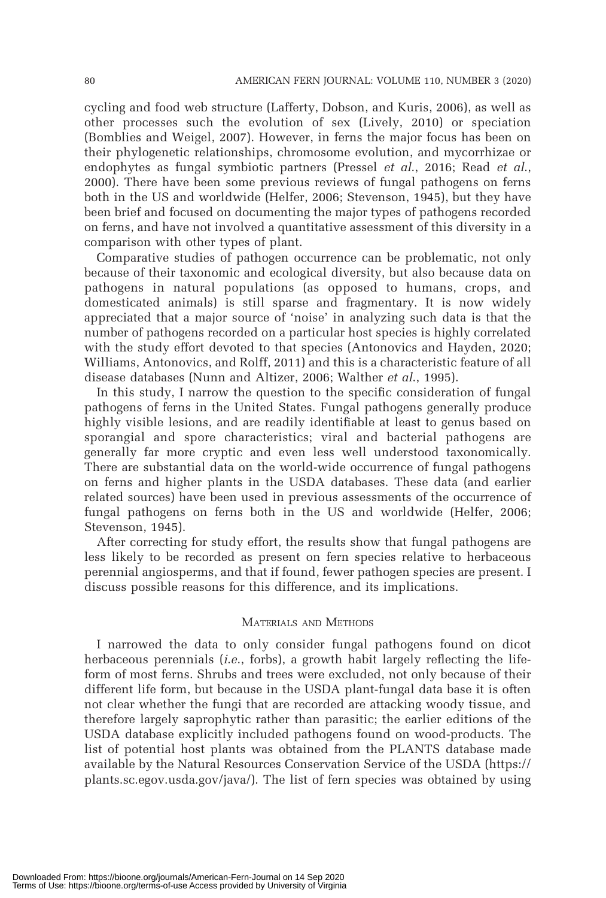cycling and food web structure (Lafferty, Dobson, and Kuris, 2006), as well as other processes such the evolution of sex (Lively, 2010) or speciation (Bomblies and Weigel, 2007). However, in ferns the major focus has been on their phylogenetic relationships, chromosome evolution, and mycorrhizae or endophytes as fungal symbiotic partners (Pressel *et al.*, 2016; Read *et al.*, 2000). There have been some previous reviews of fungal pathogens on ferns both in the US and worldwide (Helfer, 2006; Stevenson, 1945), but they have been brief and focused on documenting the major types of pathogens recorded on ferns, and have not involved a quantitative assessment of this diversity in a comparison with other types of plant.

Comparative studies of pathogen occurrence can be problematic, not only because of their taxonomic and ecological diversity, but also because data on pathogens in natural populations (as opposed to humans, crops, and domesticated animals) is still sparse and fragmentary. It is now widely appreciated that a major source of 'noise' in analyzing such data is that the number of pathogens recorded on a particular host species is highly correlated with the study effort devoted to that species (Antonovics and Hayden, 2020; Williams, Antonovics, and Rolff, 2011) and this is a characteristic feature of all disease databases (Nunn and Altizer, 2006; Walther *et al.*, 1995).

In this study, I narrow the question to the specific consideration of fungal pathogens of ferns in the United States. Fungal pathogens generally produce highly visible lesions, and are readily identifiable at least to genus based on sporangial and spore characteristics; viral and bacterial pathogens are generally far more cryptic and even less well understood taxonomically. There are substantial data on the world-wide occurrence of fungal pathogens on ferns and higher plants in the USDA databases. These data (and earlier related sources) have been used in previous assessments of the occurrence of fungal pathogens on ferns both in the US and worldwide (Helfer, 2006; Stevenson, 1945).

After correcting for study effort, the results show that fungal pathogens are less likely to be recorded as present on fern species relative to herbaceous perennial angiosperms, and that if found, fewer pathogen species are present. I discuss possible reasons for this difference, and its implications.

## Materials and Methods

I narrowed the data to only consider fungal pathogens found on dicot herbaceous perennials (*i.e.*, forbs), a growth habit largely reflecting the life-form of most ferns. Shrubs and trees were excluded, not only because of their different life form, but because in the USDA plant-fungal data base it is often not clear whether the fungi that are recorded are attacking woody tissue, and therefore largely saprophytic rather than parasitic; the earlier editions of the USDA database explicitly included pathogens found on wood-products. The list of potential host plants was obtained from the PLANTS database made available by the Natural Resources Conservation Service of the USDA (https://plants.sc.egov.usda.gov/java/). The list of fern species was obtained by using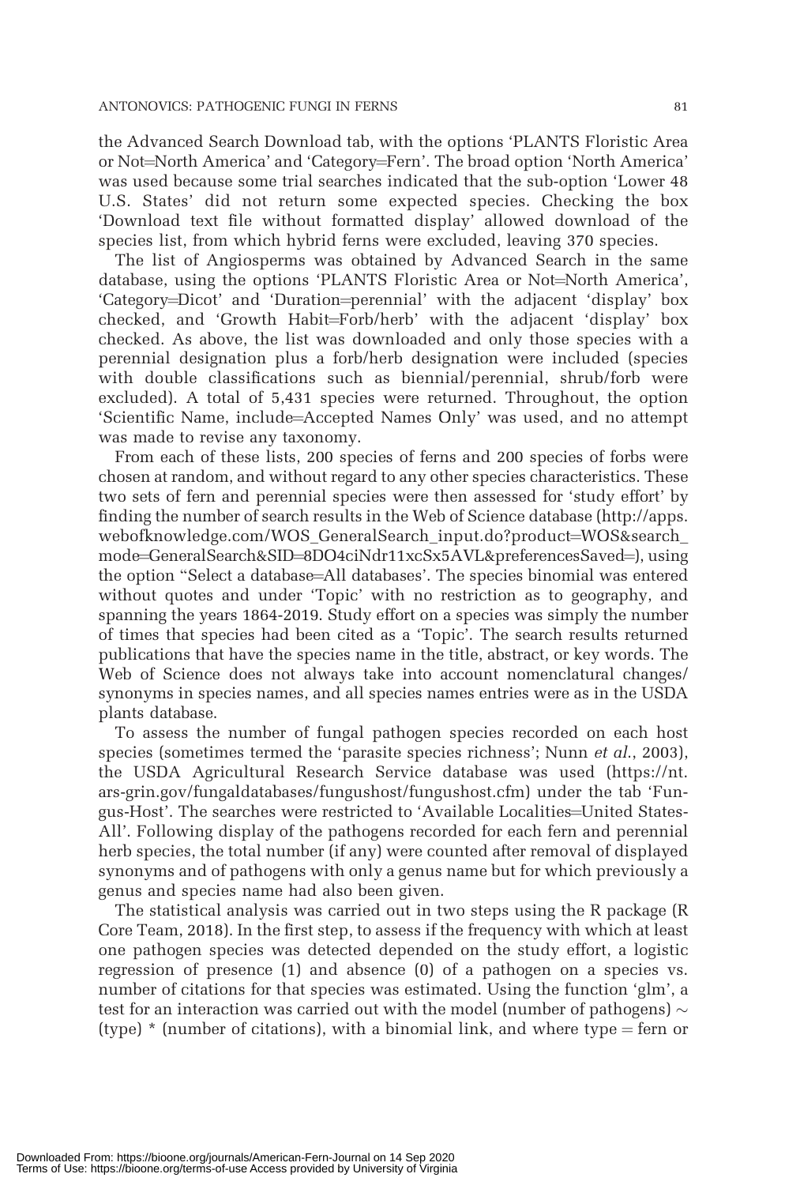the Advanced Search Download tab, with the options 'PLANTS Floristic Area or Not=North America' and 'Category=Fern'. The broad option 'North America' was used because some trial searches indicated that the sub-option 'Lower 48 U.S. States' did not return some expected species. Checking the box 'Download text file without formatted display' allowed download of the species list, from which hybrid ferns were excluded, leaving 370 species.

The list of Angiosperms was obtained by Advanced Search in the same database, using the options 'PLANTS Floristic Area or Not=North America', 'Category=Dicot' and 'Duration=perennial' with the adjacent 'display' box checked, and 'Growth Habit=Forb/herb' with the adjacent 'display' box checked. As above, the list was downloaded and only those species with a perennial designation plus a forb/herb designation were included (species with double classifications such as biennial/perennial, shrub/forb were excluded). A total of 5,431 species were returned. Throughout, the option 'Scientific Name, include=Accepted Names Only' was used, and no attempt was made to revise any taxonomy.

From each of these lists, 200 species of ferns and 200 species of forbs were chosen at random, and without regard to any other species characteristics. These two sets of fern and perennial species were then assessed for 'study effort' by finding the number of search results in the Web of Science database (http://apps.webofknowledge.com/WOS_GeneralSearch_input.do?product=WOS&search_mode=GeneralSearch&SID=8DO4ciNdr11xcSx5AVL&preferencesSaved=), using the option "Select a database=All databases'. The species binomial was entered without quotes and under 'Topic' with no restriction as to geography, and spanning the years 1864-2019. Study effort on a species was simply the number of times that species had been cited as a 'Topic'. The search results returned publications that have the species name in the title, abstract, or key words. The Web of Science does not always take into account nomenclatural changes/synonyms in species names, and all species names entries were as in the USDA plants database.

To assess the number of fungal pathogen species recorded on each host species (sometimes termed the 'parasite species richness'; Nunn *et al.*, 2003), the USDA Agricultural Research Service database was used (https://nt.ars-grin.gov/fungaldatabases/fungushost/fungushost.cfm) under the tab 'Fungus-Host'. The searches were restricted to 'Available Localities=United States-All'. Following display of the pathogens recorded for each fern and perennial herb species, the total number (if any) were counted after removal of displayed synonyms and of pathogens with only a genus name but for which previously a genus and species name had also been given.

The statistical analysis was carried out in two steps using the R package (R Core Team, 2018). In the first step, to assess if the frequency with which at least one pathogen species was detected depended on the study effort, a logistic regression of presence (1) and absence (0) of a pathogen on a species vs. number of citations for that species was estimated. Using the function 'glm', a test for an interaction was carried out with the model (number of pathogens) $\sim$ (type) * (number of citations), with a binomial link, and where type = fern or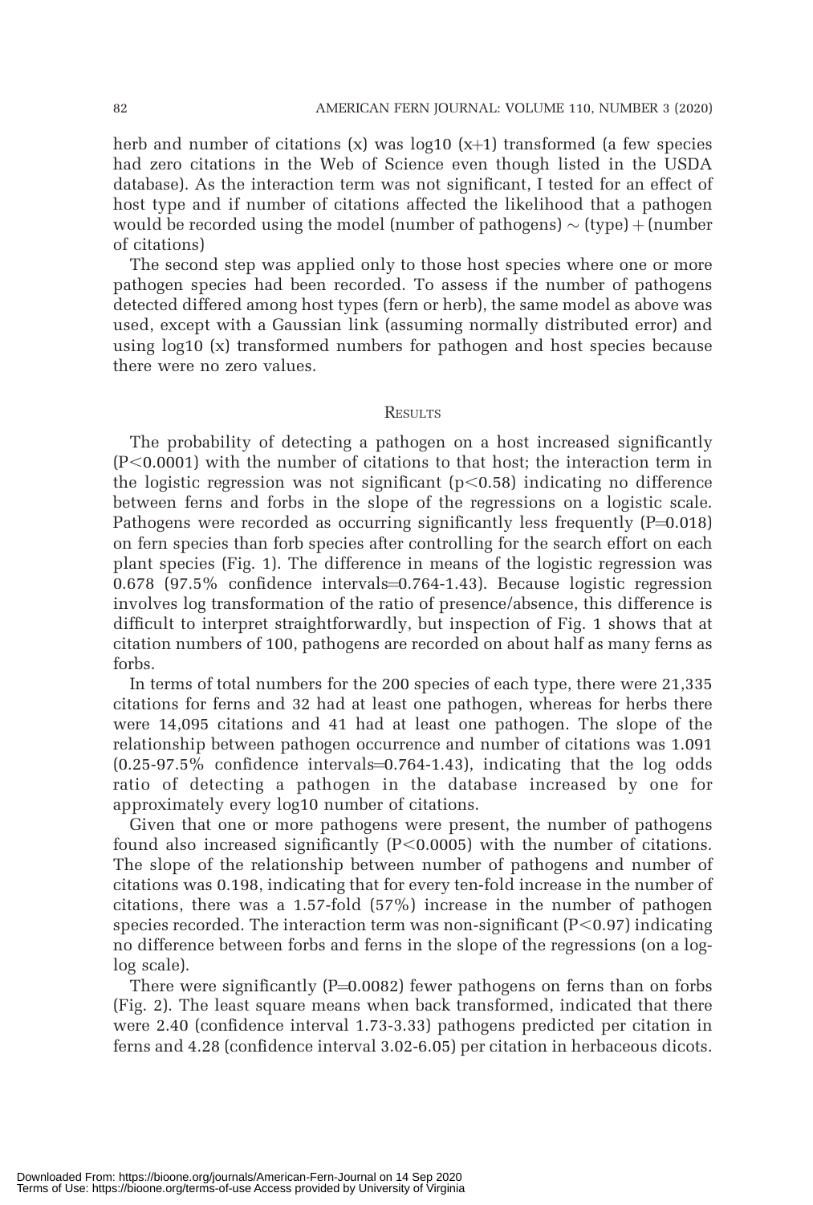herb and number of citations (x) was log10 (x+1) transformed (a few species had zero citations in the Web of Science even though listed in the USDA database). As the interaction term was not significant, I tested for an effect of host type and if number of citations affected the likelihood that a pathogen would be recorded using the model (number of pathogens) ~ (type) + (number of citations)

The second step was applied only to those host species where one or more pathogen species had been recorded. To assess if the number of pathogens detected differed among host types (fern or herb), the same model as above was used, except with a Gaussian link (assuming normally distributed error) and using log10 (x) transformed numbers for pathogen and host species because there were no zero values.

## Results

The probability of detecting a pathogen on a host increased significantly ($P<0.0001$) with the number of citations to that host; the interaction term in the logistic regression was not significant ($p<0.58$) indicating no difference between ferns and forbs in the slope of the regressions on a logistic scale. Pathogens were recorded as occurring significantly less frequently ($P=0.018$) on fern species than forb species after controlling for the search effort on each plant species (Fig. 1). The difference in means of the logistic regression was 0.678 (97.5% confidence intervals=0.764-1.43). Because logistic regression involves log transformation of the ratio of presence/absence, this difference is difficult to interpret straightforwardly, but inspection of Fig. 1 shows that at citation numbers of 100, pathogens are recorded on about half as many ferns as forbs.

In terms of total numbers for the 200 species of each type, there were 21,335 citations for ferns and 32 had at least one pathogen, whereas for herbs there were 14,095 citations and 41 had at least one pathogen. The slope of the relationship between pathogen occurrence and number of citations was 1.091 (0.25-97.5% confidence intervals=0.764-1.43), indicating that the log odds ratio of detecting a pathogen in the database increased by one for approximately every log10 number of citations.

Given that one or more pathogens were present, the number of pathogens found also increased significantly ($P<0.0005$) with the number of citations. The slope of the relationship between number of pathogens and number of citations was 0.198, indicating that for every ten-fold increase in the number of citations, there was a 1.57-fold (57%) increase in the number of pathogen species recorded. The interaction term was non-significant ($P<0.97$) indicating no difference between forbs and ferns in the slope of the regressions (on a log-log scale).

There were significantly ($P=0.0082$) fewer pathogens on ferns than on forbs (Fig. 2). The least square means when back transformed, indicated that there were 2.40 (confidence interval 1.73-3.33) pathogens predicted per citation in ferns and 4.28 (confidence interval 3.02-6.05) per citation in herbaceous dicots.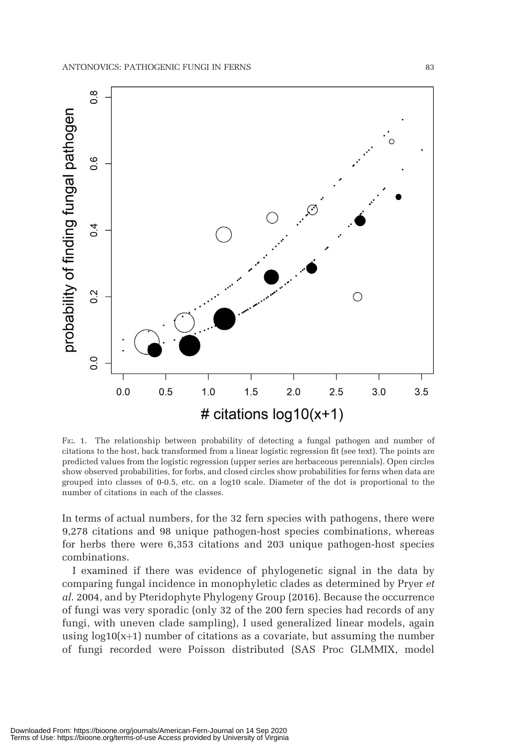FIG. 1. The relationship between probability of detecting a fungal pathogen and number of citations to the host, back transformed from a linear logistic regression fit (see text). The points are predicted values from the logistic regression (upper series are herbaceous perennials). Open circles show observed probabilities, for forbs, and closed circles show probabilities for ferns when data are grouped into classes of 0-0.5, etc. on a log10 scale. Diameter of the dot is proportional to the number of citations in each of the classes.

In terms of actual numbers, for the 32 fern species with pathogens, there were 9,278 citations and 98 unique pathogen-host species combinations, whereas for herbs there were 6,353 citations and 203 unique pathogen-host species combinations.

I examined if there was evidence of phylogenetic signal in the data by comparing fungal incidence in monophyletic clades as determined by Pryer *et al*. 2004, and by Pteridophyte Phylogeny Group (2016). Because the occurrence of fungi was very sporadic (only 32 of the 200 fern species had records of any fungi, with uneven clade sampling), I used generalized linear models, again using $\log10(x+1)$ number of citations as a covariate, but assuming the number of fungi recorded were Poisson distributed (SAS Proc GLMMIX, model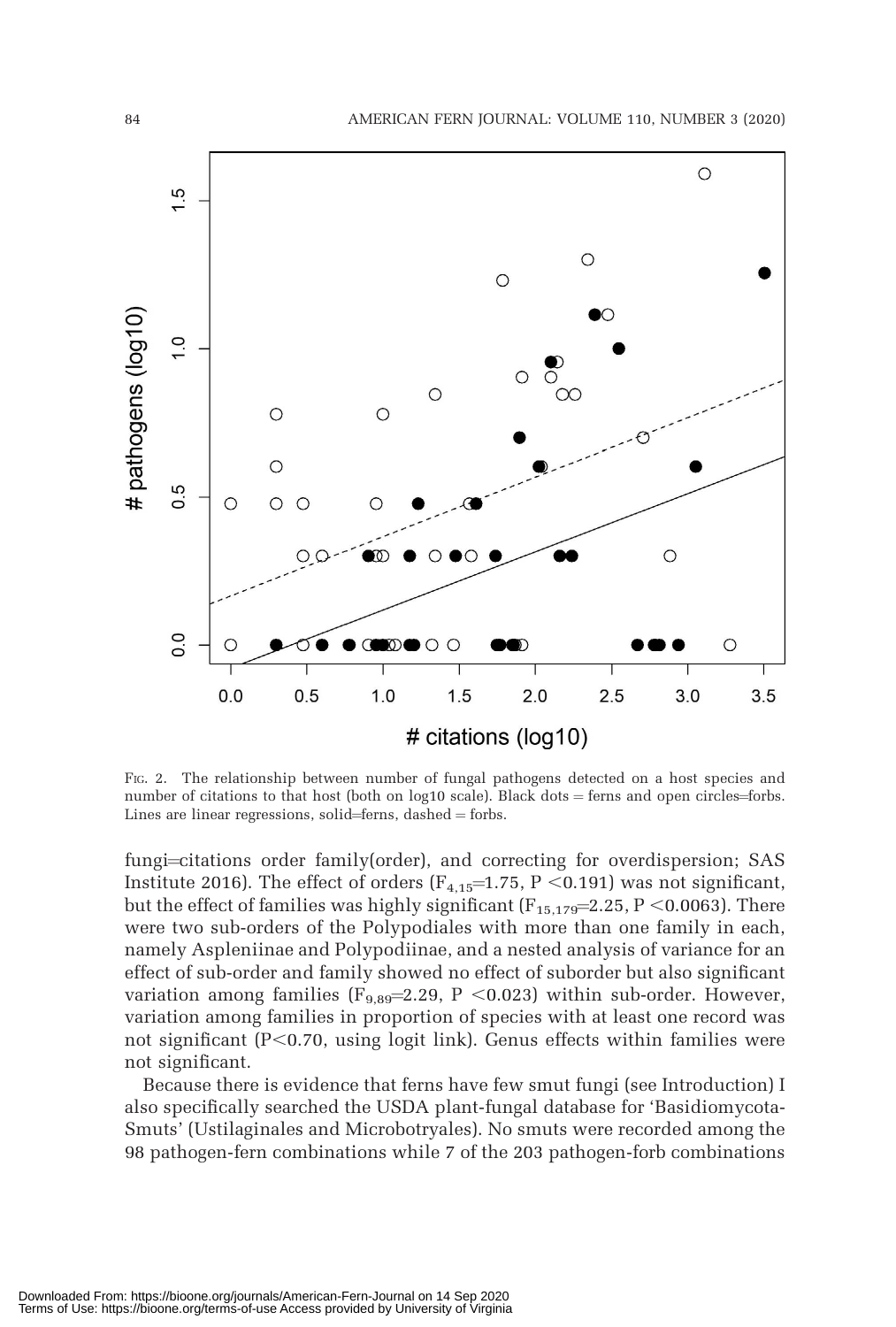FIG. 2. The relationship between number of fungal pathogens detected on a host species and number of citations to that host (both on log10 scale). Black dots = ferns and open circles=forbs. Lines are linear regressions, solid=ferns, dashed = forbs.

fungi=citations order family(order), and correcting for overdispersion; SAS Institute 2016). The effect of orders ($F_{4,15}$=1.75, P <0.191) was not significant, but the effect of families was highly significant ($F_{15,179}$=2.25, P <0.0063). There were two sub-orders of the Polypodiales with more than one family in each, namely Aspleniinae and Polypodiinae, and a nested analysis of variance for an effect of sub-order and family showed no effect of suborder but also significant variation among families ($F_{9,89}$=2.29, P <0.023) within sub-order. However, variation among families in proportion of species with at least one record was not significant (P<0.70, using logit link). Genus effects within families were not significant.

Because there is evidence that ferns have few smut fungi (see Introduction) I also specifically searched the USDA plant-fungal database for 'Basidiomycota-Smuts' (Ustilaginales and Microbotryales). No smuts were recorded among the 98 pathogen-fern combinations while 7 of the 203 pathogen-forb combinations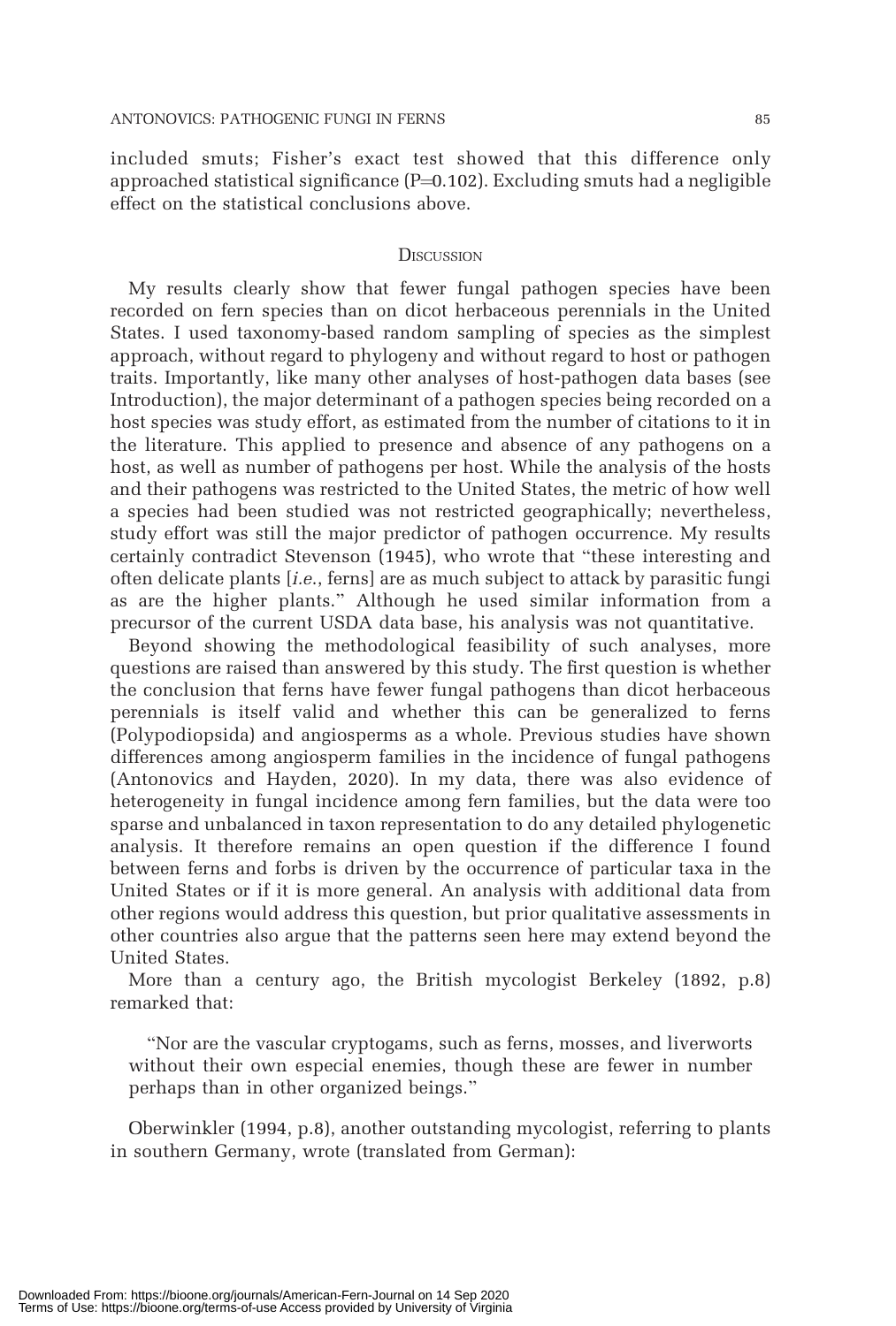included smuts; Fisher's exact test showed that this difference only approached statistical significance ($P=0.102$). Excluding smuts had a negligible effect on the statistical conclusions above.

## Discussion

My results clearly show that fewer fungal pathogen species have been recorded on fern species than on dicot herbaceous perennials in the United States. I used taxonomy-based random sampling of species as the simplest approach, without regard to phylogeny and without regard to host or pathogen traits. Importantly, like many other analyses of host-pathogen data bases (see Introduction), the major determinant of a pathogen species being recorded on a host species was study effort, as estimated from the number of citations to it in the literature. This applied to presence and absence of any pathogens on a host, as well as number of pathogens per host. While the analysis of the hosts and their pathogens was restricted to the United States, the metric of how well a species had been studied was not restricted geographically; nevertheless, study effort was still the major predictor of pathogen occurrence. My results certainly contradict Stevenson (1945), who wrote that "these interesting and often delicate plants [*i.e.*, ferns] are as much subject to attack by parasitic fungi as are the higher plants." Although he used similar information from a precursor of the current USDA data base, his analysis was not quantitative.

Beyond showing the methodological feasibility of such analyses, more questions are raised than answered by this study. The first question is whether the conclusion that ferns have fewer fungal pathogens than dicot herbaceous perennials is itself valid and whether this can be generalized to ferns (Polypodiopsida) and angiosperms as a whole. Previous studies have shown differences among angiosperm families in the incidence of fungal pathogens (Antonovics and Hayden, 2020). In my data, there was also evidence of heterogeneity in fungal incidence among fern families, but the data were too sparse and unbalanced in taxon representation to do any detailed phylogenetic analysis. It therefore remains an open question if the difference I found between ferns and forbs is driven by the occurrence of particular taxa in the United States or if it is more general. An analysis with additional data from other regions would address this question, but prior qualitative assessments in other countries also argue that the patterns seen here may extend beyond the United States.

More than a century ago, the British mycologist Berkeley (1892, p.8) remarked that:

> "Nor are the vascular cryptogams, such as ferns, mosses, and liverworts without their own especial enemies, though these are fewer in number perhaps than in other organized beings."

Oberwinkler (1994, p.8), another outstanding mycologist, referring to plants in southern Germany, wrote (translated from German):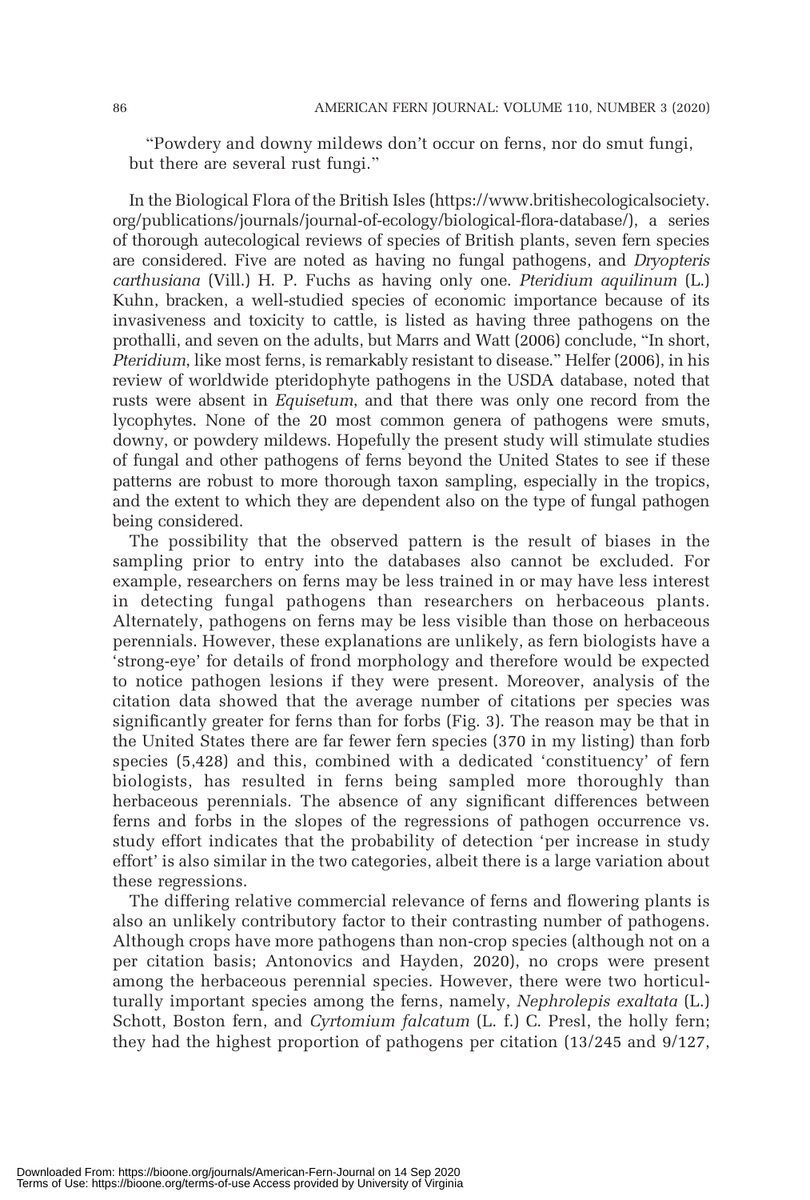"Powdery and downy mildews don't occur on ferns, nor do smut fungi, but there are several rust fungi."

In the Biological Flora of the British Isles (https://www.britishecologicalsociety.org/publications/journals/journal-of-ecology/biological-flora-database/), a series of thorough autecological reviews of species of British plants, seven fern species are considered. Five are noted as having no fungal pathogens, and *Dryopteris carthusiana* (Vill.) H. P. Fuchs as having only one. *Pteridium aquilinum* (L.) Kuhn, bracken, a well-studied species of economic importance because of its invasiveness and toxicity to cattle, is listed as having three pathogens on the prothalli, and seven on the adults, but Marrs and Watt (2006) conclude, "In short, *Pteridium*, like most ferns, is remarkably resistant to disease." Helfer (2006), in his review of worldwide pteridophyte pathogens in the USDA database, noted that rusts were absent in *Equisetum*, and that there was only one record from the lycophytes. None of the 20 most common genera of pathogens were smuts, downy, or powdery mildews. Hopefully the present study will stimulate studies of fungal and other pathogens of ferns beyond the United States to see if these patterns are robust to more thorough taxon sampling, especially in the tropics, and the extent to which they are dependent also on the type of fungal pathogen being considered.

The possibility that the observed pattern is the result of biases in the sampling prior to entry into the databases also cannot be excluded. For example, researchers on ferns may be less trained in or may have less interest in detecting fungal pathogens than researchers on herbaceous plants. Alternately, pathogens on ferns may be less visible than those on herbaceous perennials. However, these explanations are unlikely, as fern biologists have a 'strong-eye' for details of frond morphology and therefore would be expected to notice pathogen lesions if they were present. Moreover, analysis of the citation data showed that the average number of citations per species was significantly greater for ferns than for forbs (Fig. 3). The reason may be that in the United States there are far fewer fern species (370 in my listing) than forb species (5,428) and this, combined with a dedicated 'constituency' of fern biologists, has resulted in ferns being sampled more thoroughly than herbaceous perennials. The absence of any significant differences between ferns and forbs in the slopes of the regressions of pathogen occurrence vs. study effort indicates that the probability of detection 'per increase in study effort' is also similar in the two categories, albeit there is a large variation about these regressions.

The differing relative commercial relevance of ferns and flowering plants is also an unlikely contributory factor to their contrasting number of pathogens. Although crops have more pathogens than non-crop species (although not on a per citation basis; Antonovics and Hayden, 2020), no crops were present among the herbaceous perennial species. However, there were two horticulturally important species among the ferns, namely, *Nephrolepis exaltata* (L.) Schott, Boston fern, and *Cyrtomium falcatum* (L. f.) C. Presl, the holly fern; they had the highest proportion of pathogens per citation (13/245 and 9/127,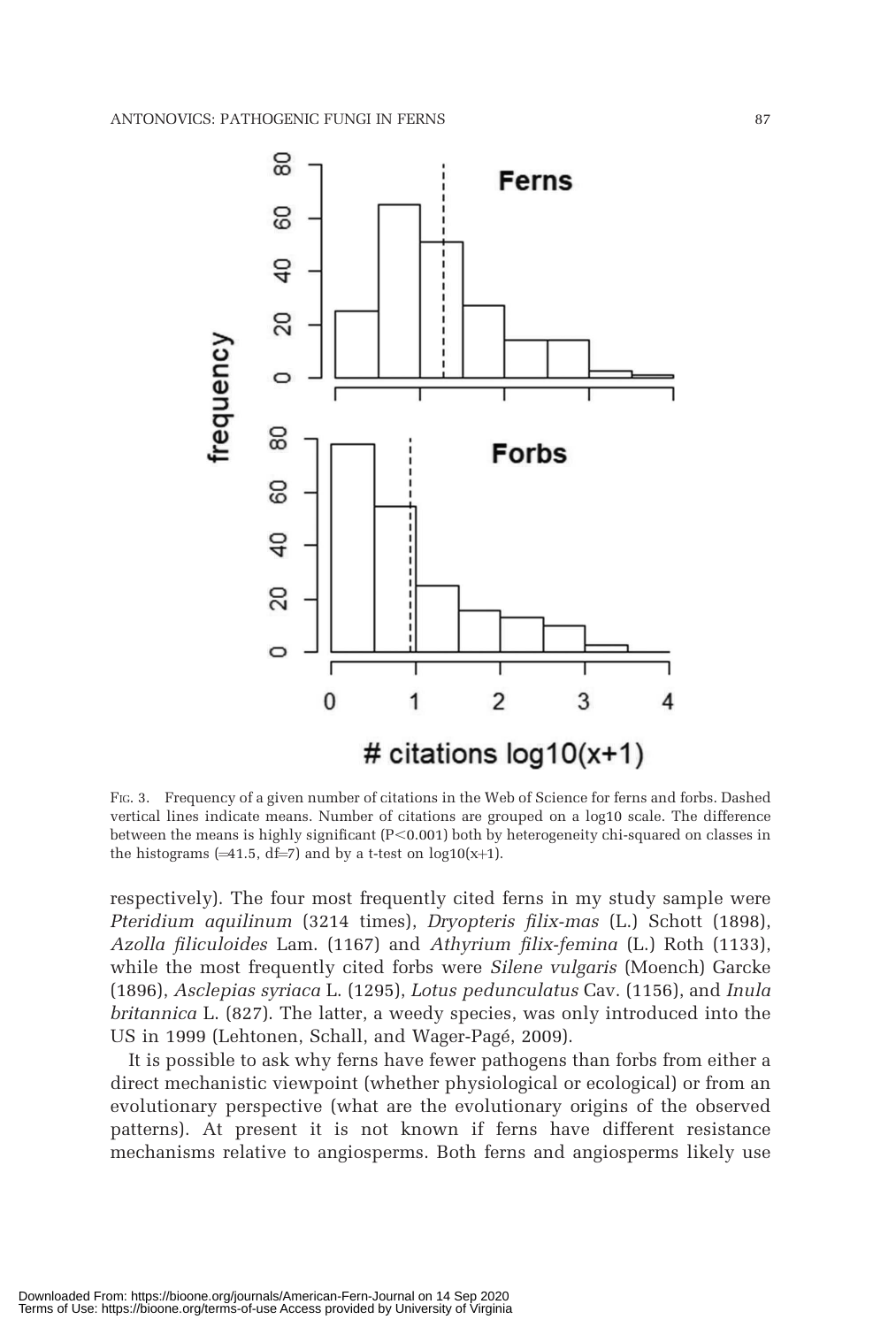FIG. 3. Frequency of a given number of citations in the Web of Science for ferns and forbs. Dashed vertical lines indicate means. Number of citations are grouped on a log10 scale. The difference between the means is highly significant ($P<0.001$) both by heterogeneity chi-squared on classes in the histograms ($=41.5$, $df=7$) and by a t-test on $\log10(x+1)$.

respectively). The four most frequently cited ferns in my study sample were *Pteridium aquilinum* (3214 times), *Dryopteris filix-mas* (L.) Schott (1898), *Azolla filiculoides* Lam. (1167) and *Athyrium filix-femina* (L.) Roth (1133), while the most frequently cited forbs were *Silene vulgaris* (Moench) Garcke (1896), *Asclepias syriaca* L. (1295), *Lotus pedunculatus* Cav. (1156), and *Inula britannica* L. (827). The latter, a weedy species, was only introduced into the US in 1999 (Lehtonen, Schall, and Wager-Pagé, 2009).

It is possible to ask why ferns have fewer pathogens than forbs from either a direct mechanistic viewpoint (whether physiological or ecological) or from an evolutionary perspective (what are the evolutionary origins of the observed patterns). At present it is not known if ferns have different resistance mechanisms relative to angiosperms. Both ferns and angiosperms likely use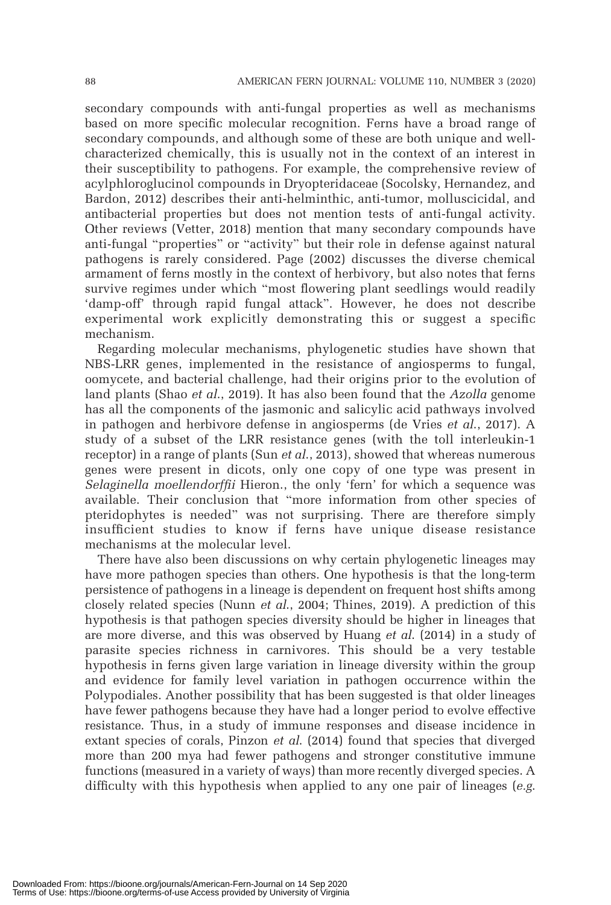secondary compounds with anti-fungal properties as well as mechanisms based on more specific molecular recognition. Ferns have a broad range of secondary compounds, and although some of these are both unique and well-characterized chemically, this is usually not in the context of an interest in their susceptibility to pathogens. For example, the comprehensive review of acylphloroglucinol compounds in Dryopteridaceae (Socolsky, Hernandez, and Bardon, 2012) describes their anti-helminthic, anti-tumor, molluscicidal, and antibacterial properties but does not mention tests of anti-fungal activity. Other reviews (Vetter, 2018) mention that many secondary compounds have anti-fungal "properties" or "activity" but their role in defense against natural pathogens is rarely considered. Page (2002) discusses the diverse chemical armament of ferns mostly in the context of herbivory, but also notes that ferns survive regimes under which "most flowering plant seedlings would readily 'damp-off' through rapid fungal attack". However, he does not describe experimental work explicitly demonstrating this or suggest a specific mechanism.

Regarding molecular mechanisms, phylogenetic studies have shown that NBS-LRR genes, implemented in the resistance of angiosperms to fungal, oomycete, and bacterial challenge, had their origins prior to the evolution of land plants (Shao *et al.*, 2019). It has also been found that the *Azolla* genome has all the components of the jasmonic and salicylic acid pathways involved in pathogen and herbivore defense in angiosperms (de Vries *et al.*, 2017). A study of a subset of the LRR resistance genes (with the toll interleukin-1 receptor) in a range of plants (Sun *et al.*, 2013), showed that whereas numerous genes were present in dicots, only one copy of one type was present in *Selaginella moellendorffii* Hieron., the only 'fern' for which a sequence was available. Their conclusion that "more information from other species of pteridophytes is needed" was not surprising. There are therefore simply insufficient studies to know if ferns have unique disease resistance mechanisms at the molecular level.

There have also been discussions on why certain phylogenetic lineages may have more pathogen species than others. One hypothesis is that the long-term persistence of pathogens in a lineage is dependent on frequent host shifts among closely related species (Nunn *et al.*, 2004; Thines, 2019). A prediction of this hypothesis is that pathogen species diversity should be higher in lineages that are more diverse, and this was observed by Huang *et al.* (2014) in a study of parasite species richness in carnivores. This should be a very testable hypothesis in ferns given large variation in lineage diversity within the group and evidence for family level variation in pathogen occurrence within the Polypodiales. Another possibility that has been suggested is that older lineages have fewer pathogens because they have had a longer period to evolve effective resistance. Thus, in a study of immune responses and disease incidence in extant species of corals, Pinzon *et al.* (2014) found that species that diverged more than 200 mya had fewer pathogens and stronger constitutive immune functions (measured in a variety of ways) than more recently diverged species. A difficulty with this hypothesis when applied to any one pair of lineages (*e.g.*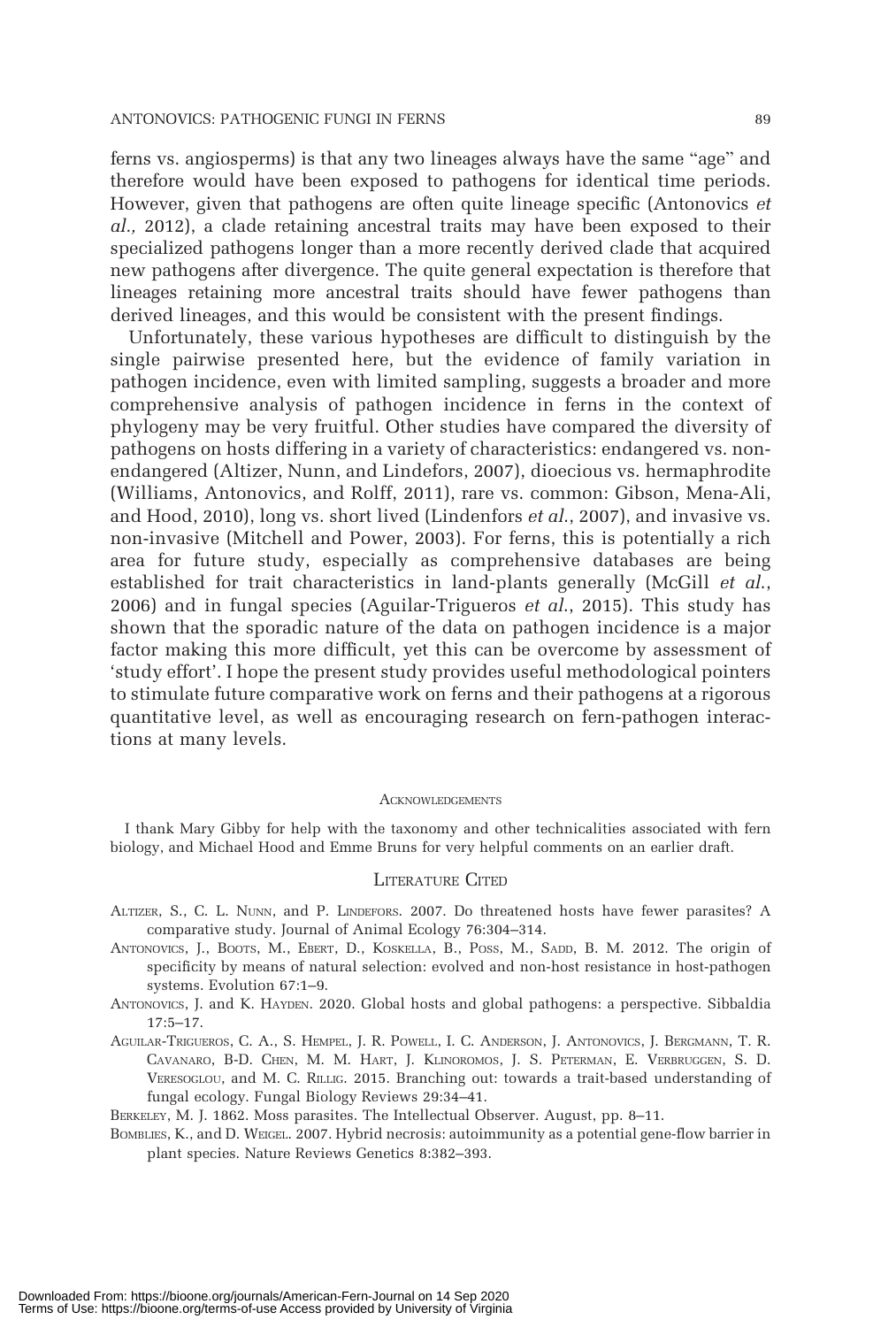ferns vs. angiosperms) is that any two lineages always have the same "age" and therefore would have been exposed to pathogens for identical time periods. However, given that pathogens are often quite lineage specific (Antonovics *et al.,* 2012), a clade retaining ancestral traits may have been exposed to their specialized pathogens longer than a more recently derived clade that acquired new pathogens after divergence. The quite general expectation is therefore that lineages retaining more ancestral traits should have fewer pathogens than derived lineages, and this would be consistent with the present findings.

Unfortunately, these various hypotheses are difficult to distinguish by the single pairwise presented here, but the evidence of family variation in pathogen incidence, even with limited sampling, suggests a broader and more comprehensive analysis of pathogen incidence in ferns in the context of phylogeny may be very fruitful. Other studies have compared the diversity of pathogens on hosts differing in a variety of characteristics: endangered vs. non-endangered (Altizer, Nunn, and Lindefors, 2007), dioecious vs. hermaphrodite (Williams, Antonovics, and Rolff, 2011), rare vs. common: Gibson, Mena-Ali, and Hood, 2010), long vs. short lived (Lindenfors *et al.*, 2007), and invasive vs. non-invasive (Mitchell and Power, 2003). For ferns, this is potentially a rich area for future study, especially as comprehensive databases are being established for trait characteristics in land-plants generally (McGill *et al.*, 2006) and in fungal species (Aguilar-Trigueros *et al.*, 2015). This study has shown that the sporadic nature of the data on pathogen incidence is a major factor making this more difficult, yet this can be overcome by assessment of 'study effort'. I hope the present study provides useful methodological pointers to stimulate future comparative work on ferns and their pathogens at a rigorous quantitative level, as well as encouraging research on fern-pathogen interactions at many levels.

## Acknowledgements

I thank Mary Gibby for help with the taxonomy and other technicalities associated with fern biology, and Michael Hood and Emme Bruns for very helpful comments on an earlier draft.

## Literature Cited

Altizer, S., C. L. Nunn, and P. Lindefors. 2007. Do threatened hosts have fewer parasites? A comparative study. Journal of Animal Ecology 76:304–314.

Antonovics, J., Boots, M., Ebert, D., Koskella, B., Poss, M., Sadd, B. M. 2012. The origin of specificity by means of natural selection: evolved and non-host resistance in host-pathogen systems. Evolution 67:1–9.

Antonovics, J. and K. Hayden. 2020. Global hosts and global pathogens: a perspective. Sibbaldia 17:5–17.

Aguilar-Trigueros, C. A., S. Hempel, J. R. Powell, I. C. Anderson, J. Antonovics, J. Bergmann, T. R. Cavanaro, B-D. Chen, M. M. Hart, J. Klinoromos, J. S. Peterman, E. Verbruggen, S. D. Veresoglou, and M. C. Rillig. 2015. Branching out: towards a trait-based understanding of fungal ecology. Fungal Biology Reviews 29:34–41.

Berkeley, M. J. 1862. Moss parasites. The Intellectual Observer. August, pp. 8–11.

Bomblies, K., and D. Weigel. 2007. Hybrid necrosis: autoimmunity as a potential gene-flow barrier in plant species. Nature Reviews Genetics 8:382–393.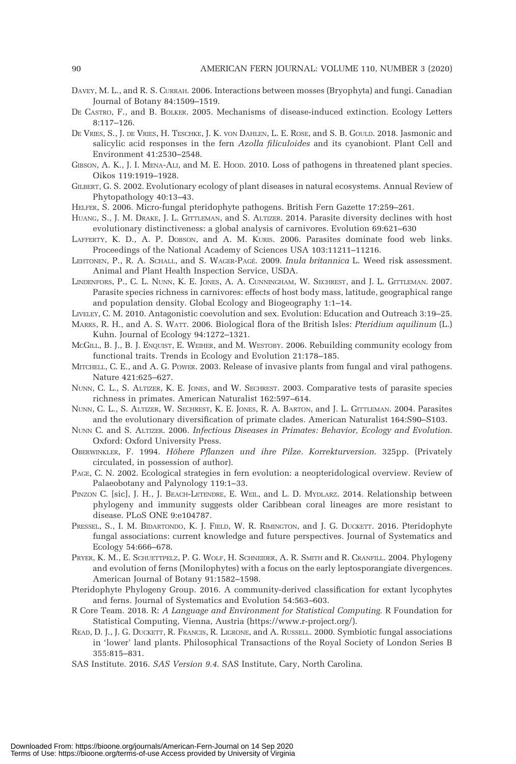Davey, M. L., and R. S. Currah. 2006. Interactions between mosses (Bryophyta) and fungi. Canadian Journal of Botany 84:1509–1519.

De Castro, F., and B. Bolker. 2005. Mechanisms of disease-induced extinction. Ecology Letters 8:117–126.

De Vries, S., J. de Vries, H. Teschke, J. K. von Dahlen, L. E. Rose, and S. B. Gould. 2018. Jasmonic and salicylic acid responses in the fern *Azolla filiculoides* and its cyanobiont. Plant Cell and Environment 41:2530–2548.

Gibson, A. K., J. I. Mena-Ali, and M. E. Hood. 2010. Loss of pathogens in threatened plant species. Oikos 119:1919–1928.

Gilbert, G. S. 2002. Evolutionary ecology of plant diseases in natural ecosystems. Annual Review of Phytopathology 40:13–43.

Helfer, S. 2006. Micro-fungal pteridophyte pathogens. British Fern Gazette 17:259–261.

Huang, S., J. M. Drake, J. L. Gittleman, and S. Altizer. 2014. Parasite diversity declines with host evolutionary distinctiveness: a global analysis of carnivores. Evolution 69:621–630

Lafferty, K. D., A. P. Dobson, and A. M. Kuris. 2006. Parasites dominate food web links. Proceedings of the National Academy of Sciences USA 103:11211–11216.

Lehtonen, P., R. A. Schall, and S. Wager-Pagé. 2009. *Inula britannica* L. Weed risk assessment. Animal and Plant Health Inspection Service, USDA.

Lindenfors, P., C. L. Nunn, K. E. Jones, A. A. Cunningham, W. Sechrest, and J. L. Gittleman. 2007. Parasite species richness in carnivores: effects of host body mass, latitude, geographical range and population density. Global Ecology and Biogeography 1:1–14.

Liveley, C. M. 2010. Antagonistic coevolution and sex. Evolution: Education and Outreach 3:19–25.

Marrs, R. H., and A. S. Watt. 2006. Biological flora of the British Isles: *Pteridium aquilinum* (L.) Kuhn. Journal of Ecology 94:1272–1321.

McGill, B. J., B. J. Enquist, E. Weiher, and M. Westoby. 2006. Rebuilding community ecology from functional traits. Trends in Ecology and Evolution 21:178–185.

Mitchell, C. E., and A. G. Power. 2003. Release of invasive plants from fungal and viral pathogens. Nature 421:625–627.

Nunn, C. L., S. Altizer, K. E. Jones, and W. Sechrest. 2003. Comparative tests of parasite species richness in primates. American Naturalist 162:597–614.

Nunn, C. L., S. Altizer, W. Sechrest, K. E. Jones, R. A. Barton, and J. L. Gittleman. 2004. Parasites and the evolutionary diversification of primate clades. American Naturalist 164:S90–S103.

Nunn C. and S. Altizer. 2006. *Infectious Diseases in Primates: Behavior, Ecology and Evolution*. Oxford: Oxford University Press.

Oberwinkler, F. 1994. *Höhere Pflanzen und ihre Pilze. Korrekturversion*. 325pp. (Privately circulated, in possession of author).

Page, C. N. 2002. Ecological strategies in fern evolution: a neopteridological overview. Review of Palaeobotany and Palynology 119:1–33.

Pinzon C. [sic], J. H., J. Beach-Letendre, E. Weil, and L. D. Mydlarz. 2014. Relationship between phylogeny and immunity suggests older Caribbean coral lineages are more resistant to disease. PLoS ONE 9:e104787.

Pressel, S., I. M. Bidartondo, K. J. Field, W. R. Rimington, and J. G. Duckett. 2016. Pteridophyte fungal associations: current knowledge and future perspectives. Journal of Systematics and Ecology 54:666–678.

Pryer, K. M., E. Schuettpelz, P. G. Wolf, H. Schneider, A. R. Smith and R. Cranfill. 2004. Phylogeny and evolution of ferns (Monilophytes) with a focus on the early leptosporangiate divergences. American Journal of Botany 91:1582–1598.

Pteridophyte Phylogeny Group. 2016. A community-derived classification for extant lycophytes and ferns. Journal of Systematics and Evolution 54:563–603.

R Core Team. 2018. R: *A Language and Environment for Statistical Computing*. R Foundation for Statistical Computing, Vienna, Austria (https://www.r-project.org/).

Read, D. J., J. G. Duckett, R. Francis, R. Ligrone, and A. Russell. 2000. Symbiotic fungal associations in 'lower' land plants. Philosophical Transactions of the Royal Society of London Series B 355:815–831.

SAS Institute. 2016. *SAS Version 9.4*. SAS Institute, Cary, North Carolina.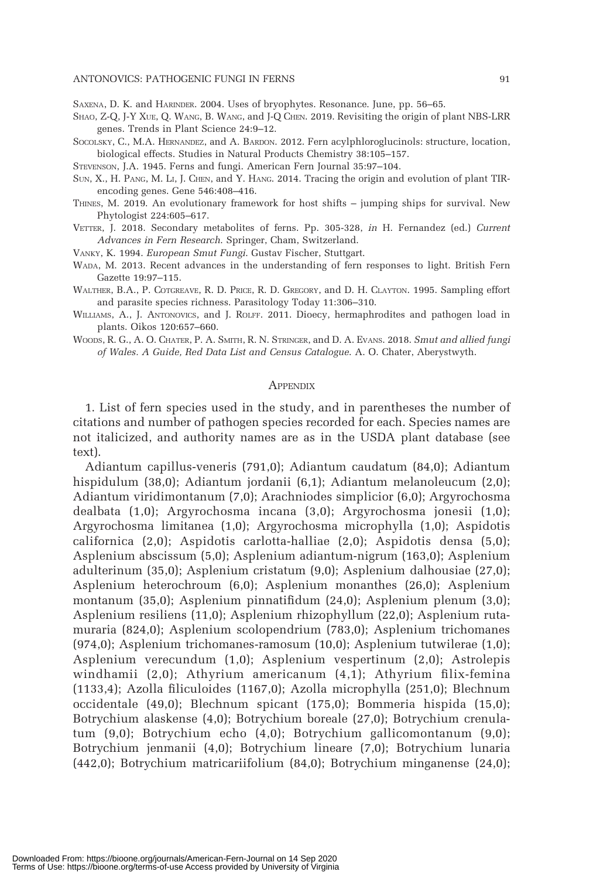Saxena, D. K. and Harinder. 2004. Uses of bryophytes. Resonance. June, pp. 56–65.

Shao, Z-Q, J-Y Xue, Q. Wang, B. Wang, and J-Q Chen. 2019. Revisiting the origin of plant NBS-LRR genes. Trends in Plant Science 24:9–12.

Socolsky, C., M.A. Hernandez, and A. Bardon. 2012. Fern acylphloroglucinols: structure, location, biological effects. Studies in Natural Products Chemistry 38:105–157.

Stevenson, J.A. 1945. Ferns and fungi. American Fern Journal 35:97–104.

Sun, X., H. Pang, M. Li, J. Chen, and Y. Hang. 2014. Tracing the origin and evolution of plant TIR-encoding genes. Gene 546:408–416.

Thines, M. 2019. An evolutionary framework for host shifts – jumping ships for survival. New Phytologist 224:605–617.

Vetter, J. 2018. Secondary metabolites of ferns. Pp. 305-328, *in* H. Fernandez (ed.) *Current Advances in Fern Research*. Springer, Cham, Switzerland.

Vanky, K. 1994. *European Smut Fungi*. Gustav Fischer, Stuttgart.

Wada, M. 2013. Recent advances in the understanding of fern responses to light. British Fern Gazette 19:97–115.

Walther, B.A., P. Cotgreave, R. D. Price, R. D. Gregory, and D. H. Clayton. 1995. Sampling effort and parasite species richness. Parasitology Today 11:306–310.

Williams, A., J. Antonovics, and J. Rolff. 2011. Dioecy, hermaphrodites and pathogen load in plants. Oikos 120:657–660.

Woods, R. G., A. O. Chater, P. A. Smith, R. N. Stringer, and D. A. Evans. 2018. *Smut and allied fungi of Wales. A Guide, Red Data List and Census Catalogue*. A. O. Chater, Aberystwyth.

## Appendix

1. List of fern species used in the study, and in parentheses the number of citations and number of pathogen species recorded for each. Species names are not italicized, and authority names are as in the USDA plant database (see text).

Adiantum capillus-veneris (791,0); Adiantum caudatum (84,0); Adiantum hispidulum (38,0); Adiantum jordanii (6,1); Adiantum melanoleucum (2,0); Adiantum viridimontanum (7,0); Arachniodes simplicior (6,0); Argyrochosma dealbata (1,0); Argyrochosma incana (3,0); Argyrochosma jonesii (1,0); Argyrochosma limitanea (1,0); Argyrochosma microphylla (1,0); Aspidotis californica (2,0); Aspidotis carlotta-halliae (2,0); Aspidotis densa (5,0); Asplenium abscissum (5,0); Asplenium adiantum-nigrum (163,0); Asplenium adulterinum (35,0); Asplenium cristatum (9,0); Asplenium dalhousiae (27,0); Asplenium heterochroum (6,0); Asplenium monanthes (26,0); Asplenium montanum (35,0); Asplenium pinnatifidum (24,0); Asplenium plenum (3,0); Asplenium resiliens (11,0); Asplenium rhizophyllum (22,0); Asplenium ruta-muraria (824,0); Asplenium scolopendrium (783,0); Asplenium trichomanes (974,0); Asplenium trichomanes-ramosum (10,0); Asplenium tutwilerae (1,0); Asplenium verecundum (1,0); Asplenium vespertinum (2,0); Astrolepis windhamii (2,0); Athyrium americanum (4,1); Athyrium filix-femina (1133,4); Azolla filiculoides (1167,0); Azolla microphylla (251,0); Blechnum occidentale (49,0); Blechnum spicant (175,0); Bommeria hispida (15,0); Botrychium alaskense (4,0); Botrychium boreale (27,0); Botrychium crenulatum (9,0); Botrychium echo (4,0); Botrychium gallicomontanum (9,0); Botrychium jenmanii (4,0); Botrychium lineare (7,0); Botrychium lunaria (442,0); Botrychium matricariifolium (84,0); Botrychium minganense (24,0);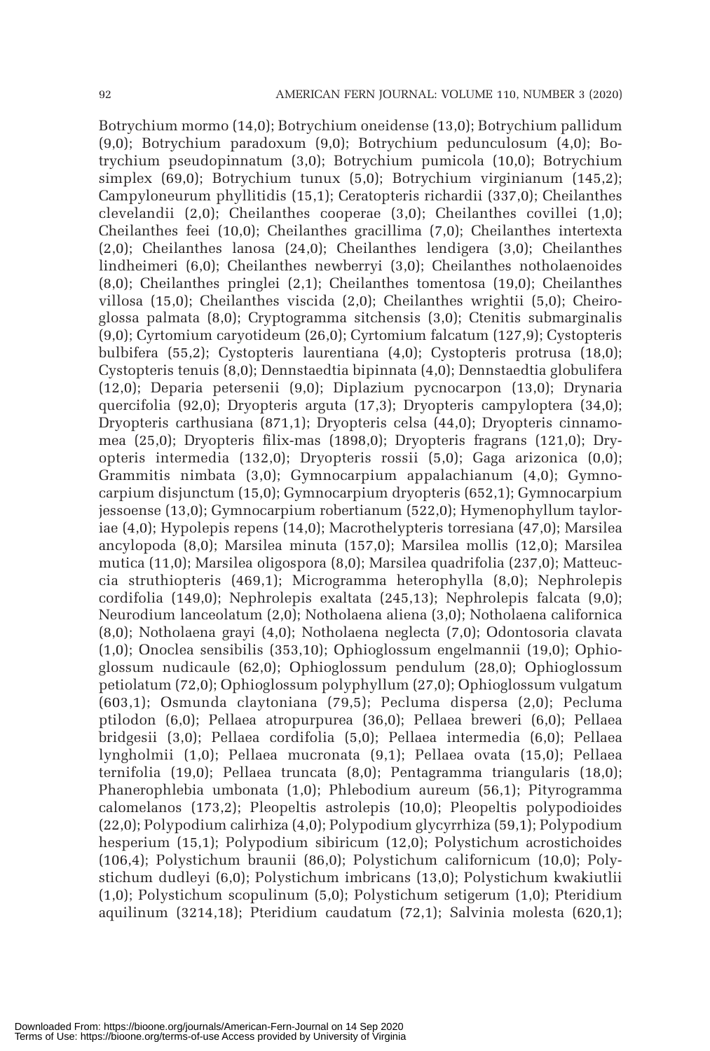Botrychium mormo (14,0); Botrychium oneidense (13,0); Botrychium pallidum (9,0); Botrychium paradoxum (9,0); Botrychium pedunculosum (4,0); Botrychium pseudopinnatum (3,0); Botrychium pumicola (10,0); Botrychium simplex (69,0); Botrychium tunux (5,0); Botrychium virginianum (145,2); Campyloneurum phyllitidis (15,1); Ceratopteris richardii (337,0); Cheilanthes clevelandii (2,0); Cheilanthes cooperae (3,0); Cheilanthes covillei (1,0); Cheilanthes feei (10,0); Cheilanthes gracillima (7,0); Cheilanthes intertexta (2,0); Cheilanthes lanosa (24,0); Cheilanthes lendigera (3,0); Cheilanthes lindheimeri (6,0); Cheilanthes newberryi (3,0); Cheilanthes notholaenoides (8,0); Cheilanthes pringlei (2,1); Cheilanthes tomentosa (19,0); Cheilanthes villosa (15,0); Cheilanthes viscida (2,0); Cheilanthes wrightii (5,0); Cheiroglossa palmata (8,0); Cryptogramma sitchensis (3,0); Ctenitis submarginalis (9,0); Cyrtomium caryotideum (26,0); Cyrtomium falcatum (127,9); Cystopteris bulbifera (55,2); Cystopteris laurentiana (4,0); Cystopteris protrusa (18,0); Cystopteris tenuis (8,0); Dennstaedtia bipinnata (4,0); Dennstaedtia globulifera (12,0); Deparia petersenii (9,0); Diplazium pycnocarpon (13,0); Drynaria quercifolia (92,0); Dryopteris arguta (17,3); Dryopteris campyloptera (34,0); Dryopteris carthusiana (871,1); Dryopteris celsa (44,0); Dryopteris cinnamomea (25,0); Dryopteris filix-mas (1898,0); Dryopteris fragrans (121,0); Dryopteris intermedia (132,0); Dryopteris rossii (5,0); Gaga arizonica (0,0); Grammitis nimbata (3,0); Gymnocarpium appalachianum (4,0); Gymnocarpium disjunctum (15,0); Gymnocarpium dryopteris (652,1); Gymnocarpium jessoense (13,0); Gymnocarpium robertianum (522,0); Hymenophyllum tayloriae (4,0); Hypolepis repens (14,0); Macrothelypteris torresiana (47,0); Marsilea ancylopoda (8,0); Marsilea minuta (157,0); Marsilea mollis (12,0); Marsilea mutica (11,0); Marsilea oligospora (8,0); Marsilea quadrifolia (237,0); Matteuccia struthiopteris (469,1); Microgramma heterophylla (8,0); Nephrolepis cordifolia (149,0); Nephrolepis exaltata (245,13); Nephrolepis falcata (9,0); Neurodium lanceolatum (2,0); Notholaena aliena (3,0); Notholaena californica (8,0); Notholaena grayi (4,0); Notholaena neglecta (7,0); Odontosoria clavata (1,0); Onoclea sensibilis (353,10); Ophioglossum engelmannii (19,0); Ophioglossum nudicaule (62,0); Ophioglossum pendulum (28,0); Ophioglossum petiolatum (72,0); Ophioglossum polyphyllum (27,0); Ophioglossum vulgatum (603,1); Osmunda claytoniana (79,5); Pecluma dispersa (2,0); Pecluma ptilodon (6,0); Pellaea atropurpurea (36,0); Pellaea breweri (6,0); Pellaea bridgesii (3,0); Pellaea cordifolia (5,0); Pellaea intermedia (6,0); Pellaea lyngholmii (1,0); Pellaea mucronata (9,1); Pellaea ovata (15,0); Pellaea ternifolia (19,0); Pellaea truncata (8,0); Pentagramma triangularis (18,0); Phanerophlebia umbonata (1,0); Phlebodium aureum (56,1); Pityrogramma calomelanos (173,2); Pleopeltis astrolepis (10,0); Pleopeltis polypodioides (22,0); Polypodium calirhiza (4,0); Polypodium glycyrrhiza (59,1); Polypodium hesperium (15,1); Polypodium sibiricum (12,0); Polystichum acrostichoides (106,4); Polystichum braunii (86,0); Polystichum californicum (10,0); Polystichum dudleyi (6,0); Polystichum imbricans (13,0); Polystichum kwakiutlii (1,0); Polystichum scopulinum (5,0); Polystichum setigerum (1,0); Pteridium aquilinum (3214,18); Pteridium caudatum (72,1); Salvinia molesta (620,1);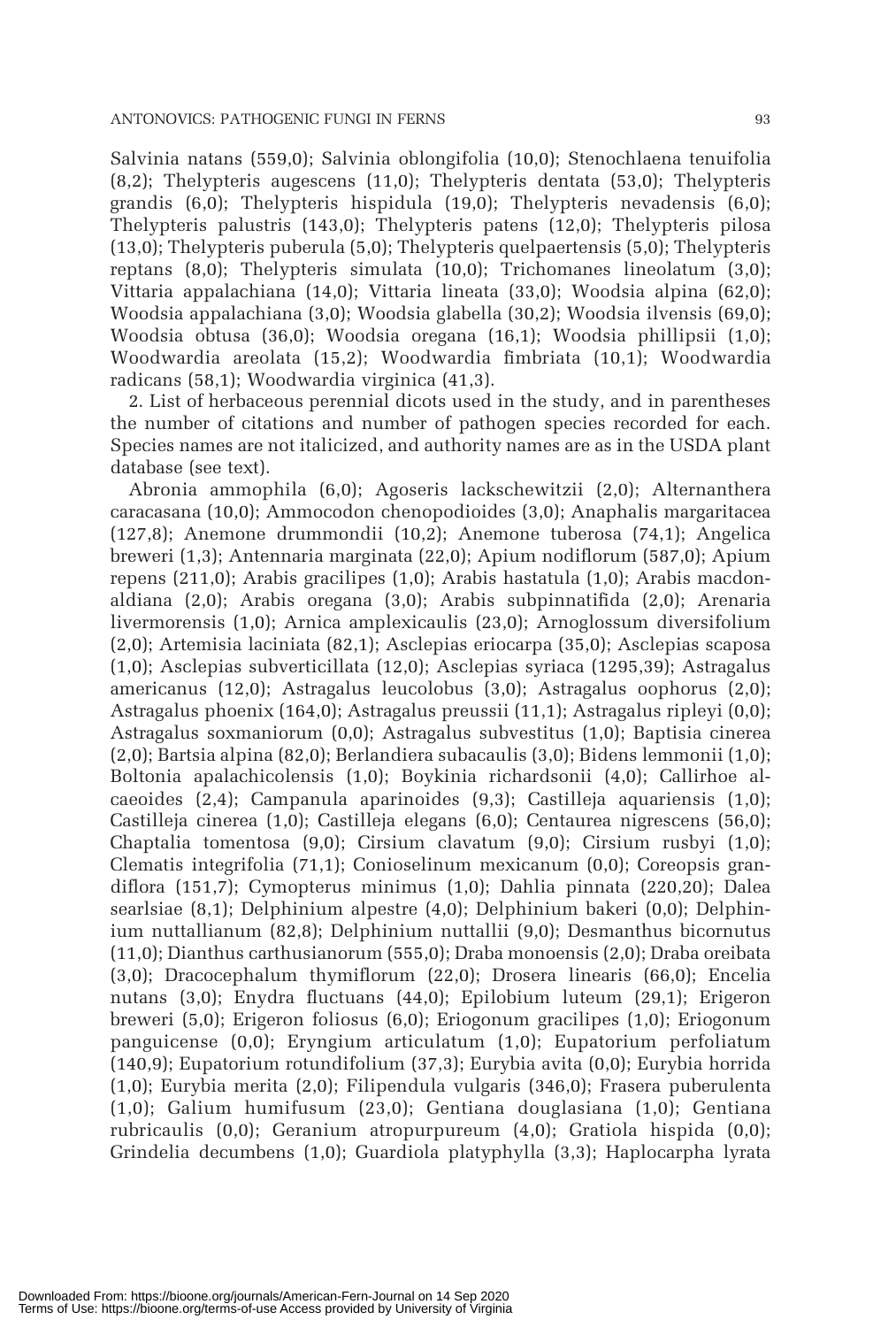Salvinia natans (559,0); Salvinia oblongifolia (10,0); Stenochlaena tenuifolia (8,2); Thelypteris augescens (11,0); Thelypteris dentata (53,0); Thelypteris grandis (6,0); Thelypteris hispidula (19,0); Thelypteris nevadensis (6,0); Thelypteris palustris (143,0); Thelypteris patens (12,0); Thelypteris pilosa (13,0); Thelypteris puberula (5,0); Thelypteris quelpaertensis (5,0); Thelypteris reptans (8,0); Thelypteris simulata (10,0); Trichomanes lineolatum (3,0); Vittaria appalachiana (14,0); Vittaria lineata (33,0); Woodsia alpina (62,0); Woodsia appalachiana (3,0); Woodsia glabella (30,2); Woodsia ilvensis (69,0); Woodsia obtusa (36,0); Woodsia oregana (16,1); Woodsia phillipsii (1,0); Woodwardia areolata (15,2); Woodwardia fimbriata (10,1); Woodwardia radicans (58,1); Woodwardia virginica (41,3).

2. List of herbaceous perennial dicots used in the study, and in parentheses the number of citations and number of pathogen species recorded for each. Species names are not italicized, and authority names are as in the USDA plant database (see text).

Abronia ammophila (6,0); Agoseris lackschewitzii (2,0); Alternanthera caracasana (10,0); Ammocodon chenopodioides (3,0); Anaphalis margaritacea (127,8); Anemone drummondii (10,2); Anemone tuberosa (74,1); Angelica breweri (1,3); Antennaria marginata (22,0); Apium nodiflorum (587,0); Apium repens (211,0); Arabis gracilipes (1,0); Arabis hastatula (1,0); Arabis macdonaldiana (2,0); Arabis oregana (3,0); Arabis subpinnatifida (2,0); Arenaria livermorensis (1,0); Arnica amplexicaulis (23,0); Arnoglossum diversifolium (2,0); Artemisia laciniata (82,1); Asclepias eriocarpa (35,0); Asclepias scaposa (1,0); Asclepias subverticillata (12,0); Asclepias syriaca (1295,39); Astragalus americanus (12,0); Astragalus leucolobus (3,0); Astragalus oophorus (2,0); Astragalus phoenix (164,0); Astragalus preussii (11,1); Astragalus ripleyi (0,0); Astragalus soxmaniorum (0,0); Astragalus subvestitus (1,0); Baptisia cinerea (2,0); Bartsia alpina (82,0); Berlandiera subacaulis (3,0); Bidens lemmonii (1,0); Boltonia apalachicolensis (1,0); Boykinia richardsonii (4,0); Callirhoe alcaeoides (2,4); Campanula aparinoides (9,3); Castilleja aquariensis (1,0); Castilleja cinerea (1,0); Castilleja elegans (6,0); Centaurea nigrescens (56,0); Chaptalia tomentosa (9,0); Cirsium clavatum (9,0); Cirsium rusbyi (1,0); Clematis integrifolia (71,1); Conioselinum mexicanum (0,0); Coreopsis grandiflora (151,7); Cymopterus minimus (1,0); Dahlia pinnata (220,20); Dalea searlsiae (8,1); Delphinium alpestre (4,0); Delphinium bakeri (0,0); Delphinium nuttallianum (82,8); Delphinium nuttallii (9,0); Desmanthus bicornutus (11,0); Dianthus carthusianorum (555,0); Draba monoensis (2,0); Draba oreibata (3,0); Dracocephalum thymiflorum (22,0); Drosera linearis (66,0); Encelia nutans (3,0); Enydra fluctuans (44,0); Epilobium luteum (29,1); Erigeron breweri (5,0); Erigeron foliosus (6,0); Eriogonum gracilipes (1,0); Eriogonum panguicense (0,0); Eryngium articulatum (1,0); Eupatorium perfoliatum (140,9); Eupatorium rotundifolium (37,3); Eurybia avita (0,0); Eurybia horrida (1,0); Eurybia merita (2,0); Filipendula vulgaris (346,0); Frasera puberulenta (1,0); Galium humifusum (23,0); Gentiana douglasiana (1,0); Gentiana rubricaulis (0,0); Geranium atropurpureum (4,0); Gratiola hispida (0,0); Grindelia decumbens (1,0); Guardiola platyphylla (3,3); Haplocarpha lyrata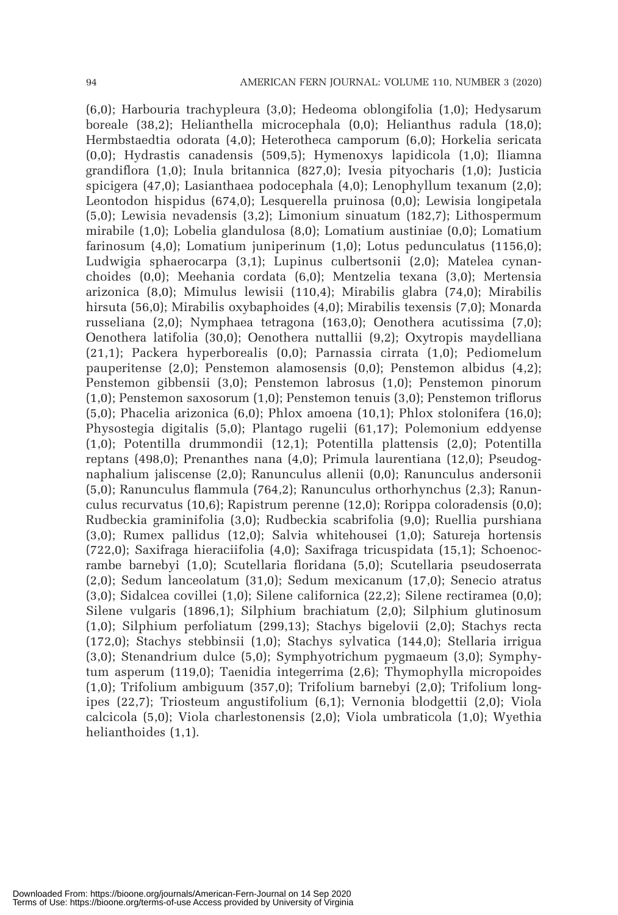(6,0); Harbouria trachypleura (3,0); Hedeoma oblongifolia (1,0); Hedysarum boreale (38,2); Helianthella microcephala (0,0); Helianthus radula (18,0); Hermbstaedtia odorata (4,0); Heterotheca camporum (6,0); Horkelia sericata (0,0); Hydrastis canadensis (509,5); Hymenoxys lapidicola (1,0); Iliamna grandiflora (1,0); Inula britannica (827,0); Ivesia pityocharis (1,0); Justicia spicigera (47,0); Lasianthaea podocephala (4,0); Lenophyllum texanum (2,0); Leontodon hispidus (674,0); Lesquerella pruinosa (0,0); Lewisia longipetala (5,0); Lewisia nevadensis (3,2); Limonium sinuatum (182,7); Lithospermum mirabile (1,0); Lobelia glandulosa (8,0); Lomatium austiniae (0,0); Lomatium farinosum (4,0); Lomatium juniperinum (1,0); Lotus pedunculatus (1156,0); Ludwigia sphaerocarpa (3,1); Lupinus culbertsonii (2,0); Matelea cynanchoides (0,0); Meehania cordata (6,0); Mentzelia texana (3,0); Mertensia arizonica (8,0); Mimulus lewisii (110,4); Mirabilis glabra (74,0); Mirabilis hirsuta (56,0); Mirabilis oxybaphoides (4,0); Mirabilis texensis (7,0); Monarda russeliana (2,0); Nymphaea tetragona (163,0); Oenothera acutissima (7,0); Oenothera latifolia (30,0); Oenothera nuttallii (9,2); Oxytropis maydelliana (21,1); Packera hyperborealis (0,0); Parnassia cirrata (1,0); Pediomelum pauperitense (2,0); Penstemon alamosensis (0,0); Penstemon albidus (4,2); Penstemon gibbensii (3,0); Penstemon labrosus (1,0); Penstemon pinorum (1,0); Penstemon saxosorum (1,0); Penstemon tenuis (3,0); Penstemon triflorus (5,0); Phacelia arizonica (6,0); Phlox amoena (10,1); Phlox stolonifera (16,0); Physostegia digitalis (5,0); Plantago rugelii (61,17); Polemonium eddyense (1,0); Potentilla drummondii (12,1); Potentilla plattensis (2,0); Potentilla reptans (498,0); Prenanthes nana (4,0); Primula laurentiana (12,0); Pseudognaphalium jaliscense (2,0); Ranunculus allenii (0,0); Ranunculus andersonii (5,0); Ranunculus flammula (764,2); Ranunculus orthorhynchus (2,3); Ranunculus recurvatus (10,6); Rapistrum perenne (12,0); Rorippa coloradensis (0,0); Rudbeckia graminifolia (3,0); Rudbeckia scabrifolia (9,0); Ruellia purshiana (3,0); Rumex pallidus (12,0); Salvia whitehousei (1,0); Satureja hortensis (722,0); Saxifraga hieraciifolia (4,0); Saxifraga tricuspidata (15,1); Schoenocrambe barnebyi (1,0); Scutellaria floridana (5,0); Scutellaria pseudoserrata (2,0); Sedum lanceolatum (31,0); Sedum mexicanum (17,0); Senecio atratus (3,0); Sidalcea covillei (1,0); Silene californica (22,2); Silene rectiramea (0,0); Silene vulgaris (1896,1); Silphium brachiatum (2,0); Silphium glutinosum (1,0); Silphium perfoliatum (299,13); Stachys bigelovii (2,0); Stachys recta (172,0); Stachys stebbinsii (1,0); Stachys sylvatica (144,0); Stellaria irrigua (3,0); Stenandrium dulce (5,0); Symphyotrichum pygmaeum (3,0); Symphytum asperum (119,0); Taenidia integerrima (2,6); Thymophylla micropoides (1,0); Trifolium ambiguum (357,0); Trifolium barnebyi (2,0); Trifolium longipes (22,7); Triosteum angustifolium (6,1); Vernonia blodgettii (2,0); Viola calcicola (5,0); Viola charlestonensis (2,0); Viola umbraticola (1,0); Wyethia helianthoides (1,1).